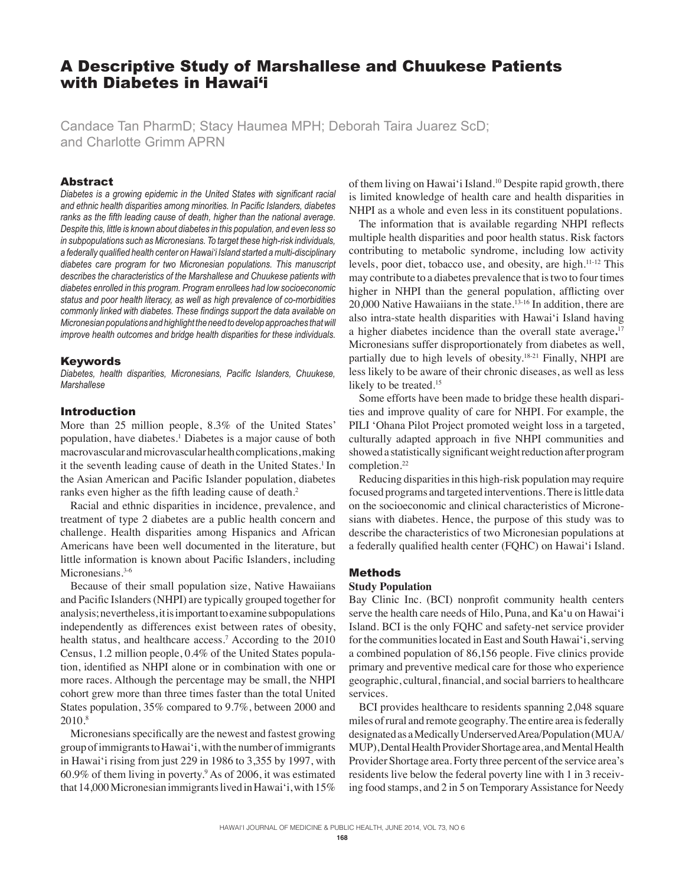# A Descriptive Study of Marshallese and Chuukese Patients with Diabetes in Hawai'i

Candace Tan PharmD; Stacy Haumea MPH; Deborah Taira Juarez ScD; and Charlotte Grimm APRN

## Abstract

*Diabetes is a growing epidemic in the United States with significant racial and ethnic health disparities among minorities. In Pacific Islanders, diabetes ranks as the fifth leading cause of death, higher than the national average. Despite this, little is known about diabetes in this population, and even less so in subpopulations such as Micronesians. To target these high-risk individuals, a federally qualified health center on Hawai'i Island started a multi-disciplinary diabetes care program for two Micronesian populations. This manuscript describes the characteristics of the Marshallese and Chuukese patients with diabetes enrolled in this program. Program enrollees had low socioeconomic status and poor health literacy, as well as high prevalence of co-morbidities commonly linked with diabetes. These findings support the data available on Micronesian populations and highlight the need to develop approaches that will improve health outcomes and bridge health disparities for these individuals.*

## Keywords

*Diabetes, health disparities, Micronesians, Pacific Islanders, Chuukese, Marshallese*

## Introduction

More than 25 million people, 8.3% of the United States' population, have diabetes.[1] Diabetes is a major cause of both macrovascular and microvascular health complications, making it the seventh leading cause of death in the United States.[1] In the Asian American and Pacific Islander population, diabetes ranks even higher as the fifth leading cause of death.[2]

Racial and ethnic disparities in incidence, prevalence, and treatment of type 2 diabetes are a public health concern and challenge. Health disparities among Hispanics and African Americans have been well documented in the literature, but little information is known about Pacific Islanders, including Micronesians.[3-6]

Because of their small population size, Native Hawaiians and Pacific Islanders (NHPI) are typically grouped together for analysis; nevertheless, it is important to examine subpopulations independently as differences exist between rates of obesity, health status, and healthcare access.[7] According to the 2010 Census, 1.2 million people, 0.4% of the United States population, identified as NHPI alone or in combination with one or more races. Although the percentage may be small, the NHPI cohort grew more than three times faster than the total United States population, 35% compared to 9.7%, between 2000 and 2010.[8]

Micronesians specifically are the newest and fastest growing group of immigrants to Hawai'i, with the number of immigrants in Hawai'i rising from just 229 in 1986 to 3,355 by 1997, with 60.9% of them living in poverty.[9] As of 2006, it was estimated that 14,000 Micronesian immigrants lived in Hawai'i, with 15% of them living on Hawai'i Island.[10] Despite rapid growth, there is limited knowledge of health care and health disparities in NHPI as a whole and even less in its constituent populations.

The information that is available regarding NHPI reflects multiple health disparities and poor health status. Risk factors contributing to metabolic syndrome, including low activity levels, poor diet, tobacco use, and obesity, are high.[11-12] This may contribute to a diabetes prevalence that is two to four times higher in NHPI than the general population, afflicting over 20,000 Native Hawaiians in the state.[13-16] In addition, there are also intra-state health disparities with Hawai'i Island having a higher diabetes incidence than the overall state average.[17] Micronesians suffer disproportionately from diabetes as well, partially due to high levels of obesity.[18-21] Finally, NHPI are less likely to be aware of their chronic diseases, as well as less likely to be treated.[15]

Some efforts have been made to bridge these health disparities and improve quality of care for NHPI. For example, the PILI 'Ohana Pilot Project promoted weight loss in a targeted, culturally adapted approach in five NHPI communities and showed a statistically significant weight reduction after program completion.[22]

Reducing disparities in this high-risk population may require focused programs and targeted interventions. There is little data on the socioeconomic and clinical characteristics of Micronesians with diabetes. Hence, the purpose of this study was to describe the characteristics of two Micronesian populations at a federally qualified health center (FQHC) on Hawai'i Island.

## Methods

### Study Population

Bay Clinic Inc. (BCI) nonprofit community health centers serve the health care needs of Hilo, Puna, and Ka'u on Hawai'i Island. BCI is the only FQHC and safety-net service provider for the communities located in East and South Hawai'i, serving a combined population of 86,156 people. Five clinics provide primary and preventive medical care for those who experience geographic, cultural, financial, and social barriers to healthcare services.

BCI provides healthcare to residents spanning 2,048 square miles of rural and remote geography. The entire area is federally designated as a Medically Underserved Area/Population (MUA/MUP), Dental Health Provider Shortage area, and Mental Health Provider Shortage area. Forty three percent of the service area's residents live below the federal poverty line with 1 in 3 receiving food stamps, and 2 in 5 on Temporary Assistance for Needy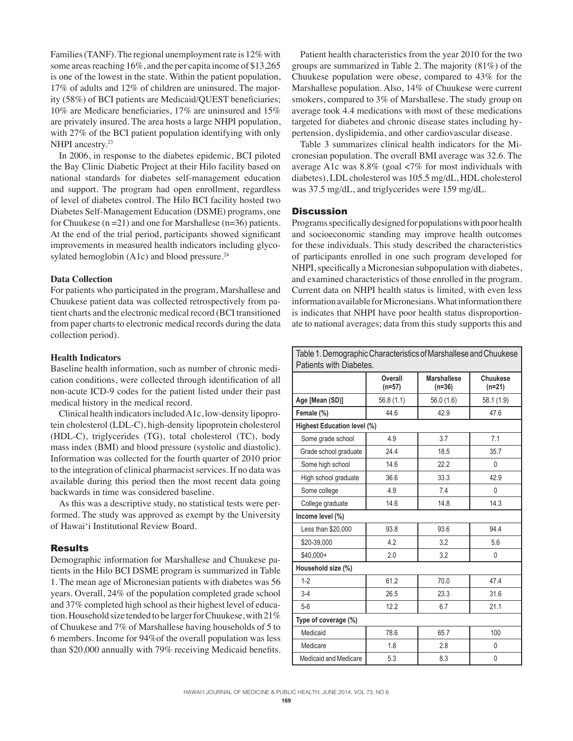Families (TANF). The regional unemployment rate is 12% with some areas reaching 16%, and the per capita income of $13,265 is one of the lowest in the state. Within the patient population, 17% of adults and 12% of children are uninsured. The majority (58%) of BCI patients are Medicaid/QUEST beneficiaries; 10% are Medicare beneficiaries, 17% are uninsured and 15% are privately insured. The area hosts a large NHPI population, with 27% of the BCI patient population identifying with only NHPI ancestry.[23]

In 2006, in response to the diabetes epidemic, BCI piloted the Bay Clinic Diabetic Project at their Hilo facility based on national standards for diabetes self-management education and support. The program had open enrollment, regardless of level of diabetes control. The Hilo BCI facility hosted two Diabetes Self-Management Education (DSME) programs, one for Chuukese (n =21) and one for Marshallese (n=36) patients. At the end of the trial period, participants showed significant improvements in measured health indicators including glycosylated hemoglobin (A1c) and blood pressure.[24]

### Data Collection

For patients who participated in the program, Marshallese and Chuukese patient data was collected retrospectively from patient charts and the electronic medical record (BCI transitioned from paper charts to electronic medical records during the data collection period).

### Health Indicators

Baseline health information, such as number of chronic medication conditions, were collected through identification of all non-acute ICD-9 codes for the patient listed under their past medical history in the medical record.

Clinical health indicators included A1c, low-density lipoprotein cholesterol (LDL-C), high-density lipoprotein cholesterol (HDL-C), triglycerides (TG), total cholesterol (TC), body mass index (BMI) and blood pressure (systolic and diastolic). Information was collected for the fourth quarter of 2010 prior to the integration of clinical pharmacist services. If no data was available during this period then the most recent data going backwards in time was considered baseline.

As this was a descriptive study, no statistical tests were performed. The study was approved as exempt by the University of Hawai'i Institutional Review Board.

## Results

Demographic information for Marshallese and Chuukese patients in the Hilo BCI DSME program is summarized in Table 1. The mean age of Micronesian patients with diabetes was 56 years. Overall, 24% of the population completed grade school and 37% completed high school as their highest level of education. Household size tended to be larger for Chuukese, with 21% of Chuukese and 7% of Marshallese having households of 5 to 6 members. Income for 94% of the overall population was less than $20,000 annually with 79% receiving Medicaid benefits.

Patient health characteristics from the year 2010 for the two groups are summarized in Table 2. The majority (81%) of the Chuukese population were obese, compared to 43% for the Marshallese population. Also, 14% of Chuukese were current smokers, compared to 3% of Marshallese. The study group on average took 4.4 medications with most of these medications targeted for diabetes and chronic disease states including hypertension, dyslipidemia, and other cardiovascular disease.

Table 3 summarizes clinical health indicators for the Micronesian population. The overall BMI average was 32.6. The average A1c was 8.8% (goal <7% for most individuals with diabetes), LDL cholesterol was 105.5 mg/dL, HDL cholesterol was 37.5 mg/dL, and triglycerides were 159 mg/dL.

## Discussion

Programs specifically designed for populations with poor health and socioeconomic standing may improve health outcomes for these individuals. This study described the characteristics of participants enrolled in one such program developed for NHPI, specifically a Micronesian subpopulation with diabetes, and examined characteristics of those enrolled in the program. Current data on NHPI health status is limited, with even less information available for Micronesians. What information there is indicates that NHPI have poor health status disproportionate to national averages; data from this study supports this and

Table 1. Demographic Characteristics of Marshallese and Chuukese Patients with Diabetes.

| | Overall (n=57) | Marshallese (n=36) | Chuukese (n=21) |
|---|---|---|---|
| Age [Mean (SD)] | 56.8 (1.1) | 56.0 (1.6) | 58.1 (1.9) |
| Female (%) | 44.6 | 42.9 | 47.6 |
| **Highest Education level (%)** | | | |
| Some grade school | 4.9 | 3.7 | 7.1 |
| Grade school graduate | 24.4 | 18.5 | 35.7 |
| Some high school | 14.6 | 22.2 | 0 |
| High school graduate | 36.6 | 33.3 | 42.9 |
| Some college | 4.9 | 7.4 | 0 |
| College graduate | 14.6 | 14.8 | 14.3 |
| **Income level (%)** | | | |
| Less than $20,000 | 93.8 | 93.6 | 94.4 |
| $20-39,000 | 4.2 | 3,2 | 5.6 |
| $40,000+ | 2.0 | 3.2 | 0 |
| **Household size (%)** | | | |
| 1-2 | 61.2 | 70.0 | 47.4 |
| 3-4 | 26.5 | 23.3 | 31.6 |
| 5-6 | 12.2 | 6.7 | 21.1 |
| **Type of coverage (%)** | | | |
| Medicaid | 78.6 | 65.7 | 100 |
| Medicare | 1.8 | 2.8 | 0 |
| Medicaid and Medicare | 5.3 | 8.3 | 0 |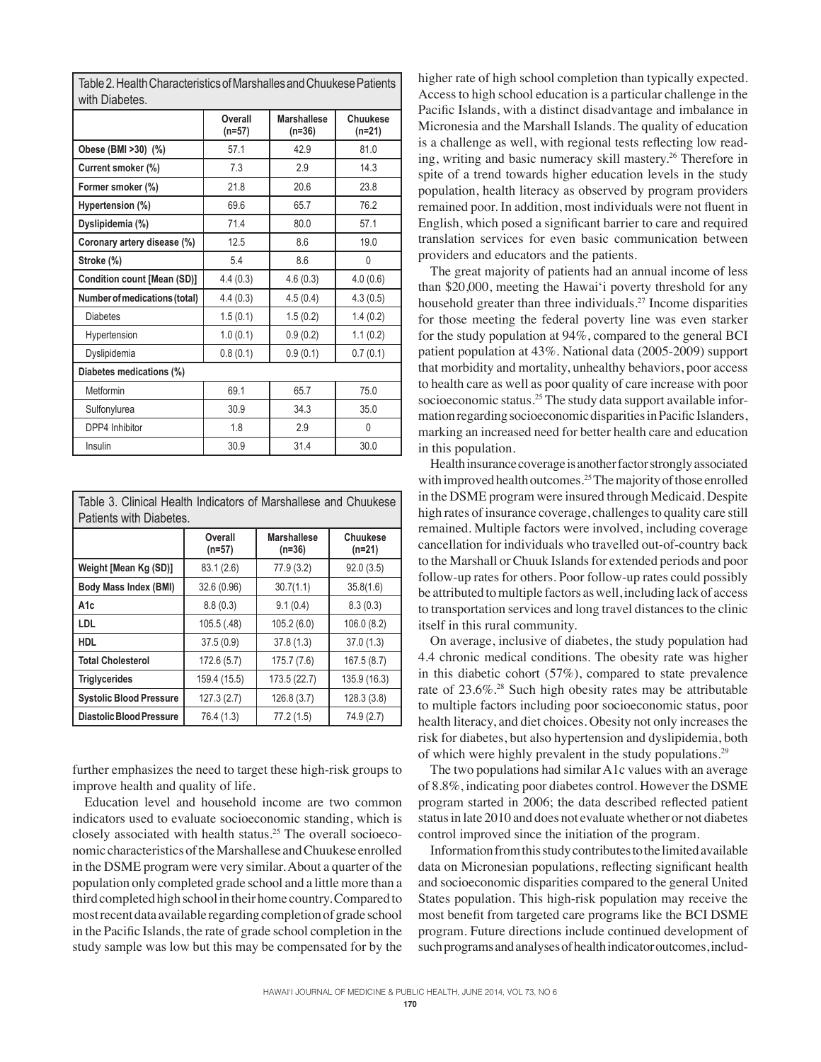Table 2. Health Characteristics of Marshalles and Chuukese Patients with Diabetes.

| | Overall (n=57) | Marshallese (n=36) | Chuukese (n=21) |
|---|---|---|---|
| **Obese (BMI >30) (%)** | 57.1 | 42.9 | 81.0 |
| **Current smoker (%)** | 7.3 | 2.9 | 14.3 |
| **Former smoker (%)** | 21.8 | 20.6 | 23.8 |
| **Hypertension (%)** | 69.6 | 65.7 | 76.2 |
| **Dyslipidemia (%)** | 71.4 | 80.0 | 57.1 |
| **Coronary artery disease (%)** | 12.5 | 8.6 | 19.0 |
| **Stroke (%)** | 5.4 | 8.6 | 0 |
| **Condition count [Mean (SD)]** | 4.4 (0.3) | 4.6 (0.3) | 4.0 (0.6) |
| **Number of medications (total)** | 4.4 (0.3) | 4.5 (0.4) | 4.3 (0.5) |
| Diabetes | 1.5 (0.1) | 1.5 (0.2) | 1.4 (0.2) |
| Hypertension | 1.0 (0.1) | 0.9 (0.2) | 1.1 (0.2) |
| Dyslipidemia | 0.8 (0.1) | 0.9 (0.1) | 0.7 (0.1) |
| **Diabetes medications (%)** | | | |
| Metformin | 69.1 | 65.7 | 75.0 |
| Sulfonylurea | 30.9 | 34.3 | 35.0 |
| DPP4 Inhibitor | 1.8 | 2.9 | 0 |
| Insulin | 30.9 | 31.4 | 30.0 |

Table 3. Clinical Health Indicators of Marshallese and Chuukese Patients with Diabetes.

| | Overall (n=57) | Marshallese (n=36) | Chuukese (n=21) |
|---|---|---|---|
| **Weight [Mean Kg (SD)]** | 83.1 (2.6) | 77.9 (3.2) | 92.0 (3.5) |
| **Body Mass Index (BMI)** | 32.6 (0.96) | 30.7(1.1) | 35.8(1.6) |
| **A1c** | 8.8 (0.3) | 9.1 (0.4) | 8.3 (0.3) |
| **LDL** | 105.5 (.48) | 105.2 (6.0) | 106.0 (8.2) |
| **HDL** | 37.5 (0.9) | 37.8 (1.3) | 37.0 (1.3) |
| **Total Cholesterol** | 172.6 (5.7) | 175.7 (7.6) | 167.5 (8.7) |
| **Triglycerides** | 159.4 (15.5) | 173.5 (22.7) | 135.9 (16.3) |
| **Systolic Blood Pressure** | 127.3 (2.7) | 126.8 (3.7) | 128.3 (3.8) |
| **Diastolic Blood Pressure** | 76.4 (1.3) | 77.2 (1.5) | 74.9 (2.7) |

further emphasizes the need to target these high-risk groups to improve health and quality of life.

Education level and household income are two common indicators used to evaluate socioeconomic standing, which is closely associated with health status.[25] The overall socioeconomic characteristics of the Marshallese and Chuukese enrolled in the DSME program were very similar. About a quarter of the population only completed grade school and a little more than a third completed high school in their home country. Compared to most recent data available regarding completion of grade school in the Pacific Islands, the rate of grade school completion in the study sample was low but this may be compensated for by the higher rate of high school completion than typically expected. Access to high school education is a particular challenge in the Pacific Islands, with a distinct disadvantage and imbalance in Micronesia and the Marshall Islands. The quality of education is a challenge as well, with regional tests reflecting low reading, writing and basic numeracy skill mastery.[26] Therefore in spite of a trend towards higher education levels in the study population, health literacy as observed by program providers remained poor. In addition, most individuals were not fluent in English, which posed a significant barrier to care and required translation services for even basic communication between providers and educators and the patients.

The great majority of patients had an annual income of less than \$20,000, meeting the Hawai'i poverty threshold for any household greater than three individuals.[27] Income disparities for those meeting the federal poverty line was even starker for the study population at 94%, compared to the general BCI patient population at 43%. National data (2005-2009) support that morbidity and mortality, unhealthy behaviors, poor access to health care as well as poor quality of care increase with poor socioeconomic status.[25] The study data support available information regarding socioeconomic disparities in Pacific Islanders, marking an increased need for better health care and education in this population.

Health insurance coverage is another factor strongly associated with improved health outcomes.[25] The majority of those enrolled in the DSME program were insured through Medicaid. Despite high rates of insurance coverage, challenges to quality care still remained. Multiple factors were involved, including coverage cancellation for individuals who travelled out-of-country back to the Marshall or Chuuk Islands for extended periods and poor follow-up rates for others. Poor follow-up rates could possibly be attributed to multiple factors as well, including lack of access to transportation services and long travel distances to the clinic itself in this rural community.

On average, inclusive of diabetes, the study population had 4.4 chronic medical conditions. The obesity rate was higher in this diabetic cohort (57%), compared to state prevalence rate of 23.6%.[28] Such high obesity rates may be attributable to multiple factors including poor socioeconomic status, poor health literacy, and diet choices. Obesity not only increases the risk for diabetes, but also hypertension and dyslipidemia, both of which were highly prevalent in the study populations.[29]

The two populations had similar A1c values with an average of 8.8%, indicating poor diabetes control. However the DSME program started in 2006; the data described reflected patient status in late 2010 and does not evaluate whether or not diabetes control improved since the initiation of the program.

Information from this study contributes to the limited available data on Micronesian populations, reflecting significant health and socioeconomic disparities compared to the general United States population. This high-risk population may receive the most benefit from targeted care programs like the BCI DSME program. Future directions include continued development of such programs and analyses of health indicator outcomes, includ-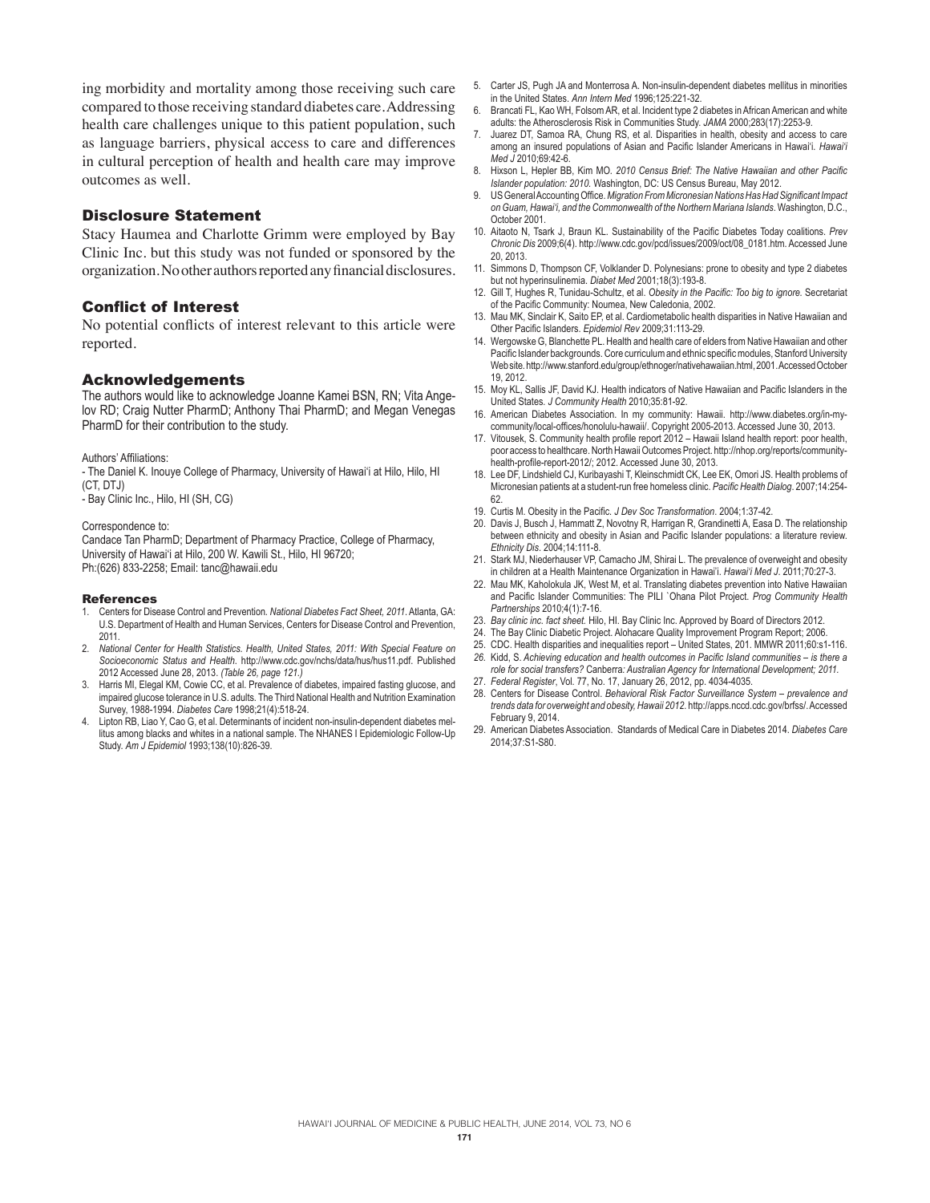ing morbidity and mortality among those receiving such care compared to those receiving standard diabetes care. Addressing health care challenges unique to this patient population, such as language barriers, physical access to care and differences in cultural perception of health and health care may improve outcomes as well.

## Disclosure Statement

Stacy Haumea and Charlotte Grimm were employed by Bay Clinic Inc. but this study was not funded or sponsored by the organization. No other authors reported any financial disclosures.

## Conflict of Interest

No potential conflicts of interest relevant to this article were reported.

## Acknowledgements

The authors would like to acknowledge Joanne Kamei BSN, RN; Vita Angelov RD; Craig Nutter PharmD; Anthony Thai PharmD; and Megan Venegas PharmD for their contribution to the study.

Authors' Affiliations:
- The Daniel K. Inouye College of Pharmacy, University of Hawai'i at Hilo, Hilo, HI (CT, DTJ)
- Bay Clinic Inc., Hilo, HI (SH, CG)

Correspondence to:
Candace Tan PharmD; Department of Pharmacy Practice, College of Pharmacy, University of Hawai'i at Hilo, 200 W. Kawili St., Hilo, HI 96720;
Ph:(626) 833-2258; Email: tanc@hawaii.edu

## References

1. Centers for Disease Control and Prevention. *National Diabetes Fact Sheet, 2011*. Atlanta, GA: U.S. Department of Health and Human Services, Centers for Disease Control and Prevention, 2011.
2. *National Center for Health Statistics. Health, United States, 2011: With Special Feature on Socioeconomic Status and Health*. http://www.cdc.gov/nchs/data/hus/hus11.pdf. Published 2012 Accessed June 28, 2013. *(Table 26, page 121.)*
3. Harris MI, Elegal KM, Cowie CC, et al. Prevalence of diabetes, impaired fasting glucose, and impaired glucose tolerance in U.S. adults. The Third National Health and Nutrition Examination Survey, 1988-1994. *Diabetes Care* 1998;21(4):518-24.
4. Lipton RB, Liao Y, Cao G, et al. Determinants of incident non-insulin-dependent diabetes mellitus among blacks and whites in a national sample. The NHANES I Epidemiologic Follow-Up Study. *Am J Epidemiol* 1993;138(10):826-39.
5. Carter JS, Pugh JA and Monterrosa A. Non-insulin-dependent diabetes mellitus in minorities in the United States. *Ann Intern Med* 1996;125:221-32.
6. Brancati FL, Kao WH, Folsom AR, et al. Incident type 2 diabetes in African American and white adults: the Atherosclerosis Risk in Communities Study. *JAMA* 2000;283(17):2253-9.
7. Juarez DT, Samoa RA, Chung RS, et al. Disparities in health, obesity and access to care among an insured populations of Asian and Pacific Islander Americans in Hawai'i. *Hawai'i Med J* 2010;69:42-6.
8. Hixson L, Hepler BB, Kim MO. *2010 Census Brief: The Native Hawaiian and other Pacific Islander population: 2010*. Washington, DC: US Census Bureau, May 2012.
9. US General Accounting Office. *Migration From Micronesian Nations Has Had Significant Impact on Guam, Hawai'i, and the Commonwealth of the Northern Mariana Islands*. Washington, D.C., October 2001.
10. Aitaoto N, Tsark J, Braun KL. Sustainability of the Pacific Diabetes Today coalitions. *Prev Chronic Dis* 2009;6(4). http://www.cdc.gov/pcd/issues/2009/oct/08_0181.htm. Accessed June 20, 2013.
11. Simmons D, Thompson CF, Volklander D. Polynesians: prone to obesity and type 2 diabetes but not hyperinsulinemia. *Diabet Med* 2001;18(3):193-8.
12. Gill T, Hughes R, Tunidau-Schultz, et al. *Obesity in the Pacific: Too big to ignore.* Secretariat of the Pacific Community: Noumea, New Caledonia, 2002.
13. Mau MK, Sinclair K, Saito EP, et al. Cardiometabolic health disparities in Native Hawaiian and Other Pacific Islanders. *Epidemiol Rev* 2009;31:113-29.
14. Wergowske G, Blanchette PL. Health and health care of elders from Native Hawaiian and other Pacific Islander backgrounds. Core curriculum and ethnic specific modules, Stanford University Web site. http://www.stanford.edu/group/ethnoger/nativehawaiian.html, 2001. Accessed October 19, 2012.
15. Moy KL, Sallis JF, David KJ. Health indicators of Native Hawaiian and Pacific Islanders in the United States. *J Community Health* 2010;35:81-92.
16. American Diabetes Association. In my community: Hawaii. http://www.diabetes.org/in-my-community/local-offices/honolulu-hawaii/. Copyright 2005-2013. Accessed June 30, 2013.
17. Vitousek, S. Community health profile report 2012 – Hawaii Island health report: poor health, poor access to healthcare. North Hawaii Outcomes Project. http://nhop.org/reports/community-health-profile-report-2012/; 2012. Accessed June 30, 2013.
18. Lee DF, Lindshield CJ, Kuribayashi T, Kleinschmidt CK, Lee EK, Omori JS. Health problems of Micronesian patients at a student-run free homeless clinic. *Pacific Health Dialog*. 2007;14:254-62.
19. Curtis M. Obesity in the Pacific. *J Dev Soc Transformation*. 2004;1:37-42.
20. Davis J, Busch J, Hammatt Z, Novotny R, Harrigan R, Grandinetti A, Easa D. The relationship between ethnicity and obesity in Asian and Pacific Islander populations: a literature review. *Ethnicity Dis*. 2004;14:111-8.
21. Stark MJ, Niederhauser VP, Camacho JM, Shirai L. The prevalence of overweight and obesity in children at a Health Maintenance Organization in Hawai'i. *Hawai'i Med J*. 2011;70:27-3.
22. Mau MK, Kaholokula JK, West M, et al. Translating diabetes prevention into Native Hawaiian and Pacific Islander Communities: The PILI `Ohana Pilot Project. *Prog Community Health Partnerships* 2010;4(1):7-16.
23. *Bay clinic inc. fact sheet.* Hilo, HI. Bay Clinic Inc. Approved by Board of Directors 2012.
24. The Bay Clinic Diabetic Project. Alohacare Quality Improvement Program Report; 2006.
25. CDC. Health disparities and inequalities report – United States, 201. MMWR 2011;60:s1-116.
26. Kidd, S. *Achieving education and health outcomes in Pacific Island communities – is there a role for social transfers?* Canberra*: Australian Agency for International Development; 2011.*
27. *Federal Register*, Vol. 77, No. 17, January 26, 2012, pp. 4034-4035.
28. Centers for Disease Control. *Behavioral Risk Factor Surveillance System – prevalence and trends data for overweight and obesity, Hawaii 2012.* http://apps.nccd.cdc.gov/brfss/. Accessed February 9, 2014.
29. American Diabetes Association. Standards of Medical Care in Diabetes 2014. *Diabetes Care* 2014;37:S1-S80.